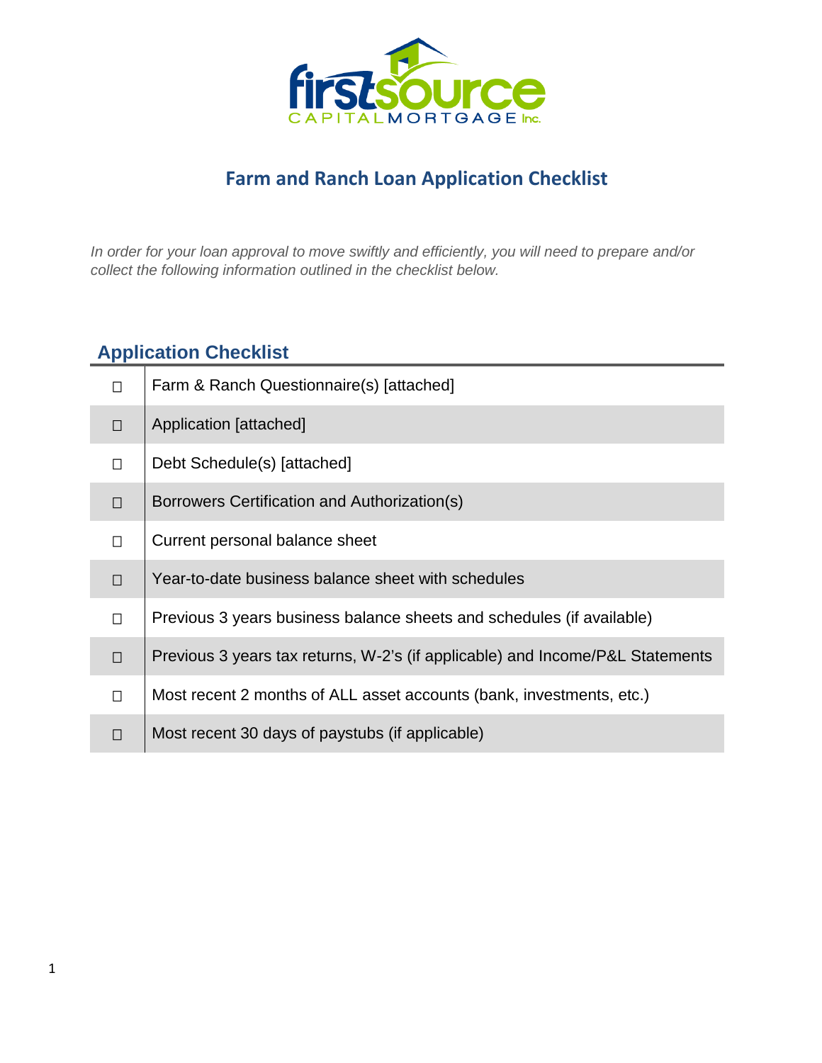# Farm and Ranch Loan Application Checklist

*In order for your loan approval to move swiftly and efficiently, you will need to prepare and/or collect the following information outlined in the checklist below.*

## Application Checklist

| | |
|---|---|
| ☐ | Farm & Ranch Questionnaire(s) [attached] |
| ☐ | Application [attached] |
| ☐ | Debt Schedule(s) [attached] |
| ☐ | Borrowers Certification and Authorization(s) |
| ☐ | Current personal balance sheet |
| ☐ | Year-to-date business balance sheet with schedules |
| ☐ | Previous 3 years business balance sheets and schedules (if available) |
| ☐ | Previous 3 years tax returns, W-2's (if applicable) and Income/P&L Statements |
| ☐ | Most recent 2 months of ALL asset accounts (bank, investments, etc.) |
| ☐ | Most recent 30 days of paystubs (if applicable) |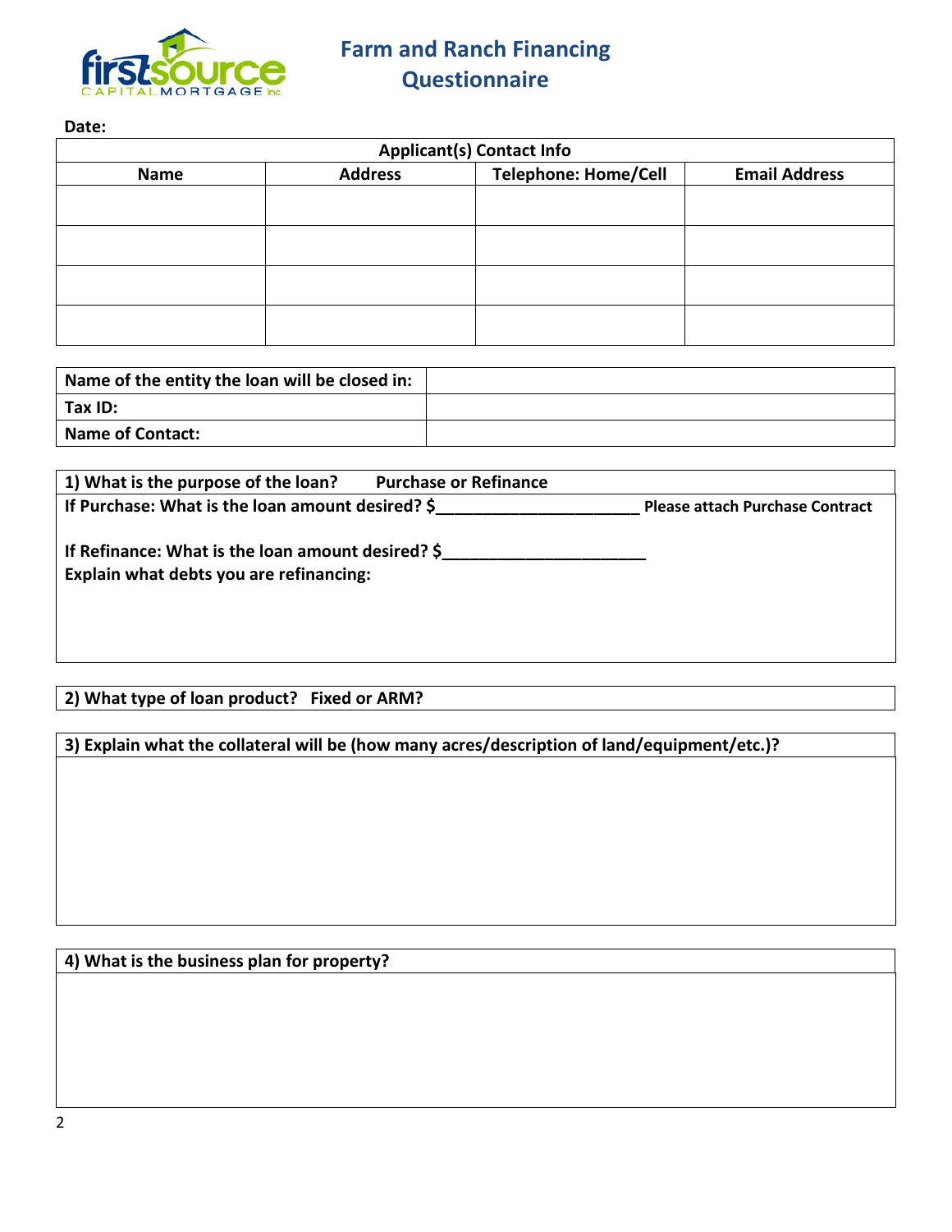# Farm and Ranch Financing Questionnaire

**Date:**

| Applicant(s) Contact Info | | | |
|---|---|---|---|
| **Name** | **Address** | **Telephone: Home/Cell** | **Email Address** |
| | | | |
| | | | |
| | | | |
| | | | |

| | |
|---|---|
| **Name of the entity the loan will be closed in:** | |
| **Tax ID:** | |
| **Name of Contact:** | |

**1) What is the purpose of the loan?** **Purchase or Refinance**

**If Purchase: What is the loan amount desired? $______________________** **Please attach Purchase Contract**

**If Refinance: What is the loan amount desired? $______________________**

**Explain what debts you are refinancing:**

**2) What type of loan product? Fixed or ARM?**

**3) Explain what the collateral will be (how many acres/description of land/equipment/etc.)?**

**4) What is the business plan for property?**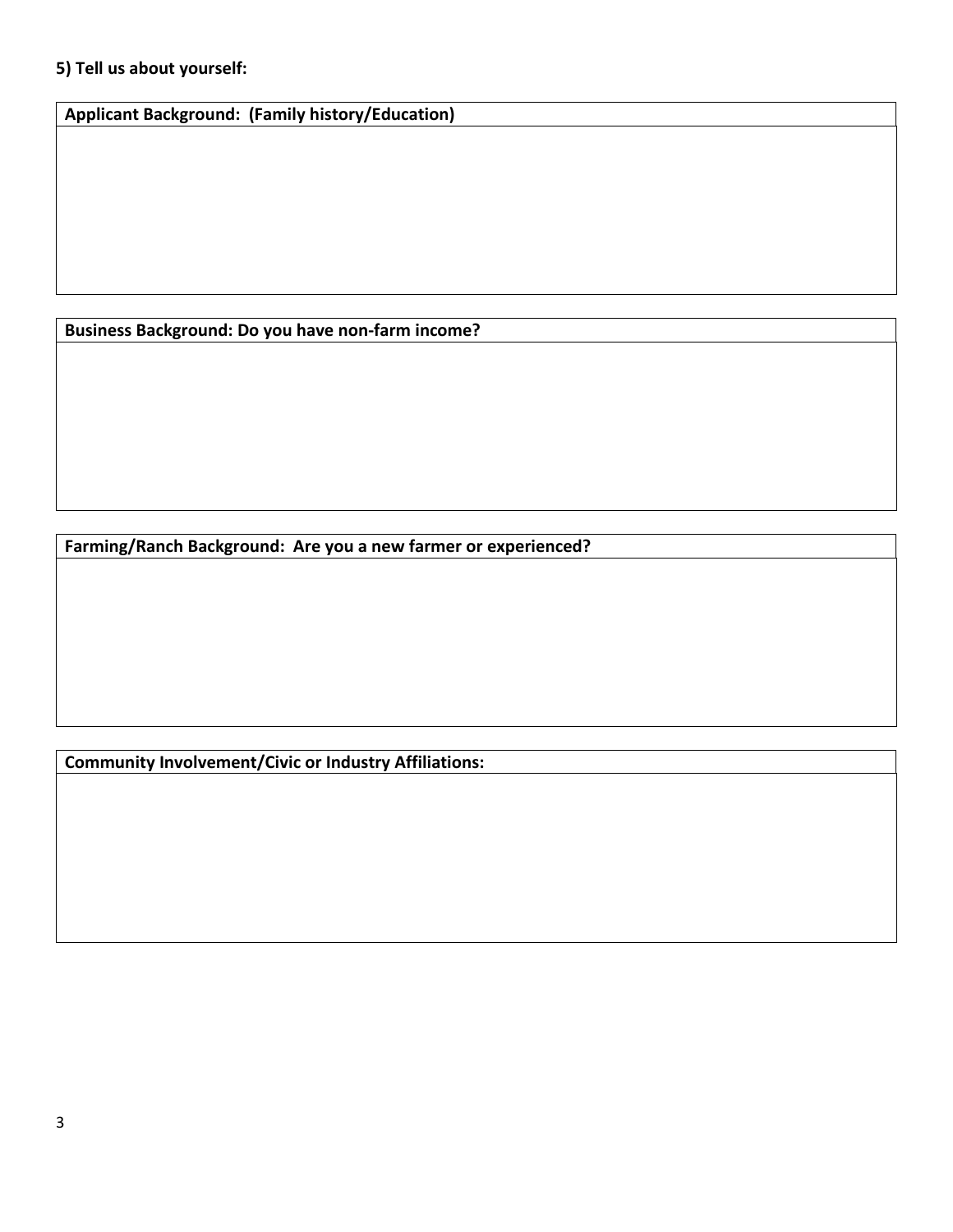**5) Tell us about yourself:**

| Applicant Background: (Family history/Education) |
| --- |
| |

| Business Background: Do you have non-farm income? |
| --- |
| |

| Farming/Ranch Background: Are you a new farmer or experienced? |
| --- |
| |

| Community Involvement/Civic or Industry Affiliations: |
| --- |
| |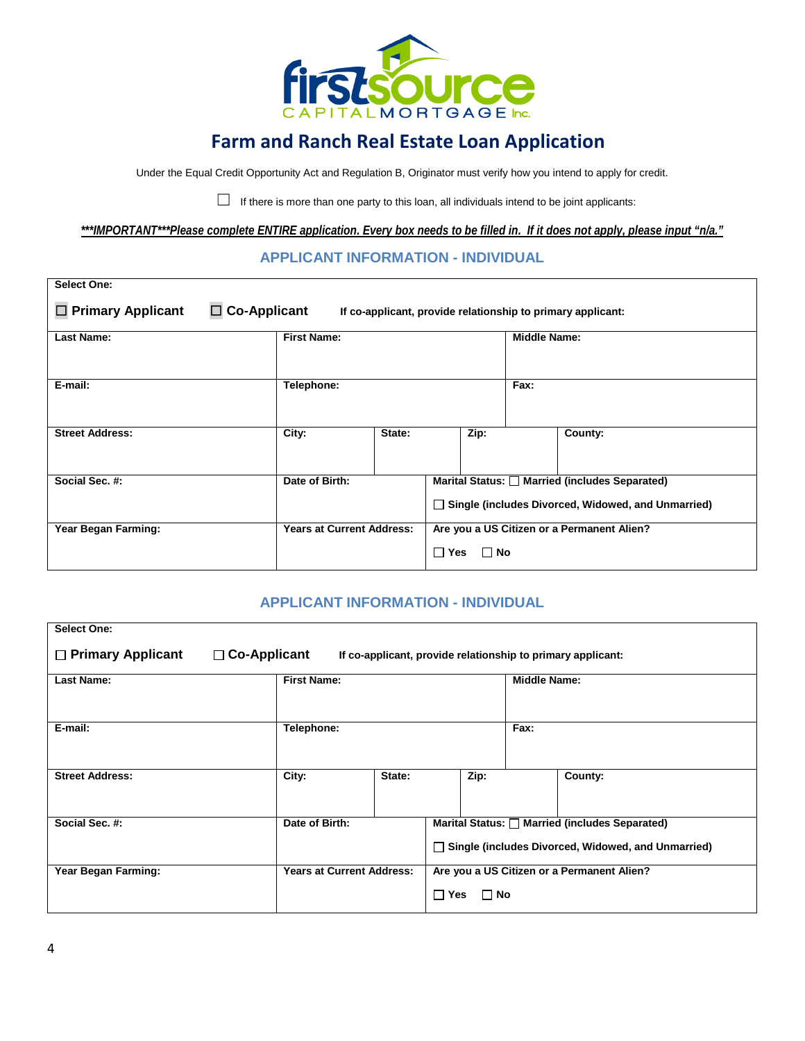firstsource CAPITAL MORTGAGE Inc.

# Farm and Ranch Real Estate Loan Application

Under the Equal Credit Opportunity Act and Regulation B, Originator must verify how you intend to apply for credit.

☐ If there is more than one party to this loan, all individuals intend to be joint applicants:

***IMPORTANT***Please complete ENTIRE application. Every box needs to be filled in. If it does not apply, please input "n/a."***

## APPLICANT INFORMATION - INDIVIDUAL

**Select One:**

☐ **Primary Applicant** ☐ **Co-Applicant** **If co-applicant, provide relationship to primary applicant:**

| **Last Name:** | **First Name:** | | | **Middle Name:** |
|---|---|---|---|---|
| **E-mail:** | **Telephone:** | | | **Fax:** |
| **Street Address:** | **City:** | **State:** | **Zip:** | **County:** |
| **Social Sec. #:** | **Date of Birth:** | **Marital Status:** ☐ **Married (includes Separated)** ☐ **Single (includes Divorced, Widowed, and Unmarried)** | | |
| **Year Began Farming:** | **Years at Current Address:** | **Are you a US Citizen or a Permanent Alien?** ☐ **Yes** ☐ **No** | | |

## APPLICANT INFORMATION - INDIVIDUAL

**Select One:**

☐ **Primary Applicant** ☐ **Co-Applicant** **If co-applicant, provide relationship to primary applicant:**

| **Last Name:** | **First Name:** | | | **Middle Name:** |
|---|---|---|---|---|
| **E-mail:** | **Telephone:** | | | **Fax:** |
| **Street Address:** | **City:** | **State:** | **Zip:** | **County:** |
| **Social Sec. #:** | **Date of Birth:** | **Marital Status:** ☐ **Married (includes Separated)** ☐ **Single (includes Divorced, Widowed, and Unmarried)** | | |
| **Year Began Farming:** | **Years at Current Address:** | **Are you a US Citizen or a Permanent Alien?** ☐ **Yes** ☐ **No** | | |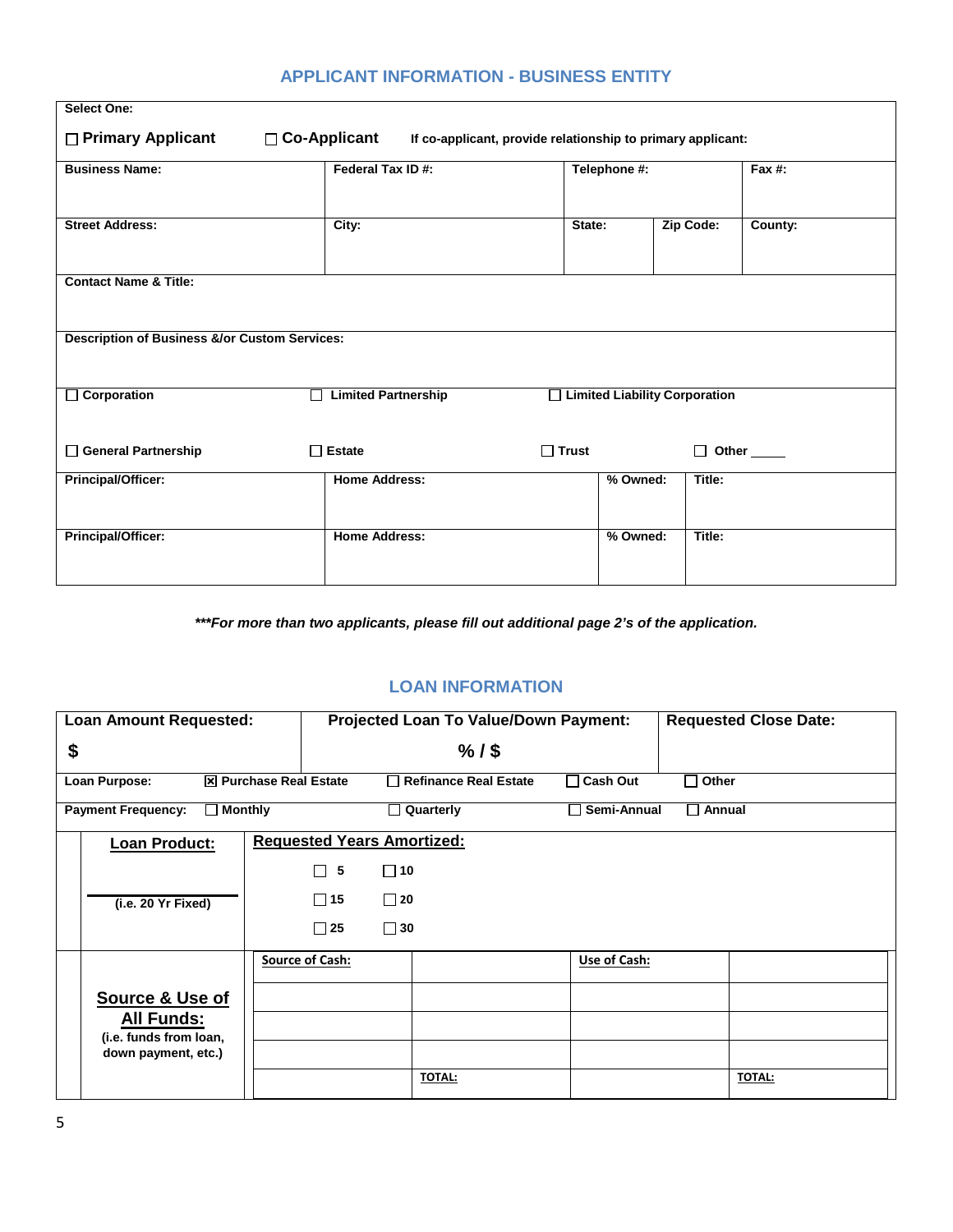## APPLICANT INFORMATION - BUSINESS ENTITY

**Select One:**

☐ **Primary Applicant** ☐ **Co-Applicant** **If co-applicant, provide relationship to primary applicant:**

| Business Name: | Federal Tax ID #: | Telephone #: | | Fax #: |
|---|---|---|---|---|
| **Street Address:** | **City:** | **State:** | **Zip Code:** | **County:** |

**Contact Name & Title:**

**Description of Business &/or Custom Services:**

☐ **Corporation** ☐ **Limited Partnership** ☐ **Limited Liability Corporation**

☐ **General Partnership** ☐ **Estate** ☐ **Trust** ☐ **Other** _____

| Principal/Officer: | Home Address: | % Owned: | Title: |
|---|---|---|---|
| **Principal/Officer:** | **Home Address:** | **% Owned:** | **Title:** |

***\*\*\*For more than two applicants, please fill out additional page 2's of the application.***

## LOAN INFORMATION

| Loan Amount Requested: | Projected Loan To Value/Down Payment: | Requested Close Date: |
|---|---|---|
| $ | % / $ | |

**Loan Purpose:** ☒ **Purchase Real Estate** ☐ **Refinance Real Estate** ☐ **Cash Out** ☐ **Other**

**Payment Frequency:** ☐ **Monthly** ☐ **Quarterly** ☐ **Semi-Annual** ☐ **Annual**

**Loan Product:**

_______________

**(i.e. 20 Yr Fixed)**

**Requested Years Amortized:**

☐ 5 ☐ 10

☐ 15 ☐ 20

☐ 25 ☐ 30

**Source & Use of All Funds:**
**(i.e. funds from loan, down payment, etc.)**

| Source of Cash: | | Use of Cash: | |
|---|---|---|---|
| | | | |
| | | | |
| | | | |
| | TOTAL: | | TOTAL: |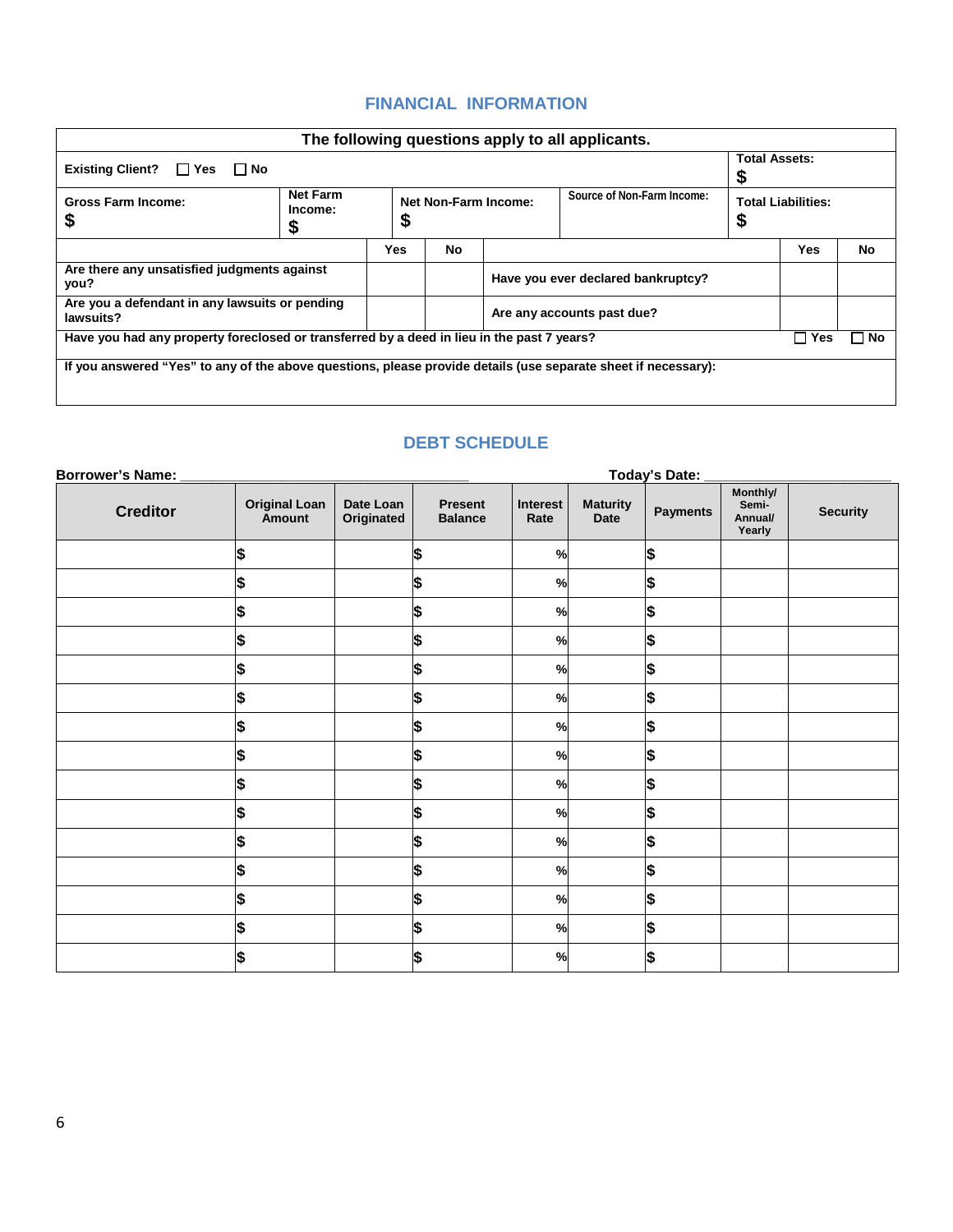## FINANCIAL INFORMATION

| The following questions apply to all applicants. | | | | | | | |
|---|---|---|---|---|---|---|---|
| Existing Client? ☐ Yes ☐ No | | | | | | Total Assets: $ | |
| Gross Farm Income: $ | Net Farm Income: $ | Net Non-Farm Income: $ | | Source of Non-Farm Income: | | Total Liabilities: $ | |
| | Yes | No | | | | Yes | No |
| Are there any unsatisfied judgments against you? | | | Have you ever declared bankruptcy? | | | | |
| Are you a defendant in any lawsuits or pending lawsuits? | | | Are any accounts past due? | | | | |
| Have you had any property foreclosed or transferred by a deed in lieu in the past 7 years? | | | | | | ☐ Yes | ☐ No |
| If you answered "Yes" to any of the above questions, please provide details (use separate sheet if necessary): | | | | | | | |

## DEBT SCHEDULE

**Borrower's Name:** ______________________________ **Today's Date:** ____________________

| Creditor | Original Loan Amount | Date Loan Originated | Present Balance | Interest Rate | Maturity Date | Payments | Monthly/ Semi-Annual/ Yearly | Security |
|---|---|---|---|---|---|---|---|---|
| | $ | | $ | % | | $ | | |
| | $ | | $ | % | | $ | | |
| | $ | | $ | % | | $ | | |
| | $ | | $ | % | | $ | | |
| | $ | | $ | % | | $ | | |
| | $ | | $ | % | | $ | | |
| | $ | | $ | % | | $ | | |
| | $ | | $ | % | | $ | | |
| | $ | | $ | % | | $ | | |
| | $ | | $ | % | | $ | | |
| | $ | | $ | % | | $ | | |
| | $ | | $ | % | | $ | | |
| | $ | | $ | % | | $ | | |
| | $ | | $ | % | | $ | | |
| | $ | | $ | % | | $ | | |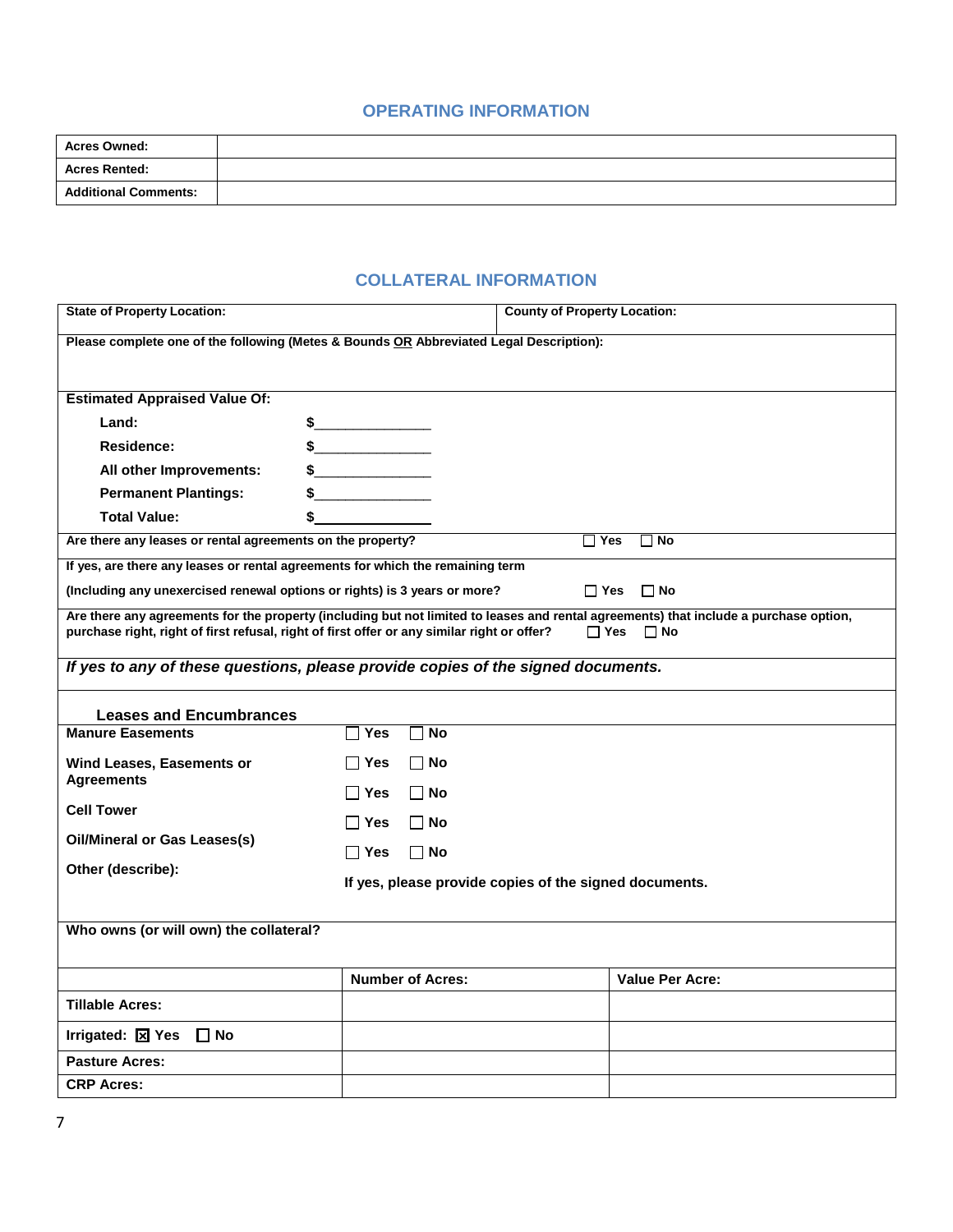## OPERATING INFORMATION

| | |
|---|---|
| **Acres Owned:** | |
| **Acres Rented:** | |
| **Additional Comments:** | |

## COLLATERAL INFORMATION

| **State of Property Location:** | **County of Property Location:** |
|---|---|

**Please complete one of the following (Metes & Bounds OR Abbreviated Legal Description):**

**Estimated Appraised Value Of:**

- **Land:** $_______________
- **Residence:** $_______________
- **All other Improvements:** $_______________
- **Permanent Plantings:** $_______________
- **Total Value:** $_______________

**Are there any leases or rental agreements on the property?** ☐ Yes ☐ No

**If yes, are there any leases or rental agreements for which the remaining term (Including any unexercised renewal options or rights) is 3 years or more?** ☐ Yes ☐ No

**Are there any agreements for the property (including but not limited to leases and rental agreements) that include a purchase option, purchase right, right of first refusal, right of first offer or any similar right or offer?** ☐ Yes ☐ No

***If yes to any of these questions, please provide copies of the signed documents.***

### Leases and Encumbrances

| | |
|---|---|
| **Manure Easements** | ☐ Yes ☐ No |
| **Wind Leases, Easements or Agreements** | ☐ Yes ☐ No |
| **Cell Tower** | ☐ Yes ☐ No |
| **Oil/Mineral or Gas Leases(s)** | ☐ Yes ☐ No |
| **Other (describe):** | ☐ Yes ☐ No |

**If yes, please provide copies of the signed documents.**

**Who owns (or will own) the collateral?**

| | **Number of Acres:** | **Value Per Acre:** |
|---|---|---|
| **Tillable Acres:** | | |
| **Irrigated:** ☒ **Yes** ☐ **No** | | |
| **Pasture Acres:** | | |
| **CRP Acres:** | | |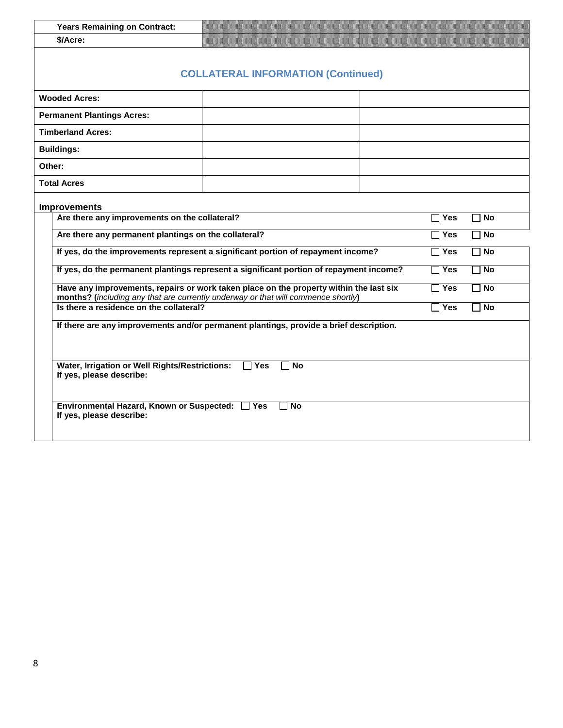| Years Remaining on Contract: | | |
|---|---|---|
| $/Acre: | | |

## COLLATERAL INFORMATION (Continued)

| | | |
|---|---|---|
| **Wooded Acres:** | | |
| **Permanent Plantings Acres:** | | |
| **Timberland Acres:** | | |
| **Buildings:** | | |
| **Other:** | | |
| **Total Acres** | | |

### Improvements

| Question | Yes | No |
|---|---|---|
| **Are there any improvements on the collateral?** | ☐ Yes | ☐ No |
| **Are there any permanent plantings on the collateral?** | ☐ Yes | ☐ No |
| **If yes, do the improvements represent a significant portion of repayment income?** | ☐ Yes | ☐ No |
| **If yes, do the permanent plantings represent a significant portion of repayment income?** | ☐ Yes | ☐ No |
| **Have any improvements, repairs or work taken place on the property within the last six months? (***including any that are currently underway or that will commence shortly***)** | ☐ Yes | ☐ No |
| **Is there a residence on the collateral?** | ☐ Yes | ☐ No |

**If there are any improvements and/or permanent plantings, provide a brief description.**

**Water, Irrigation or Well Rights/Restrictions:** ☐ Yes ☐ No
**If yes, please describe:**

**Environmental Hazard, Known or Suspected:** ☐ Yes ☐ No
**If yes, please describe:**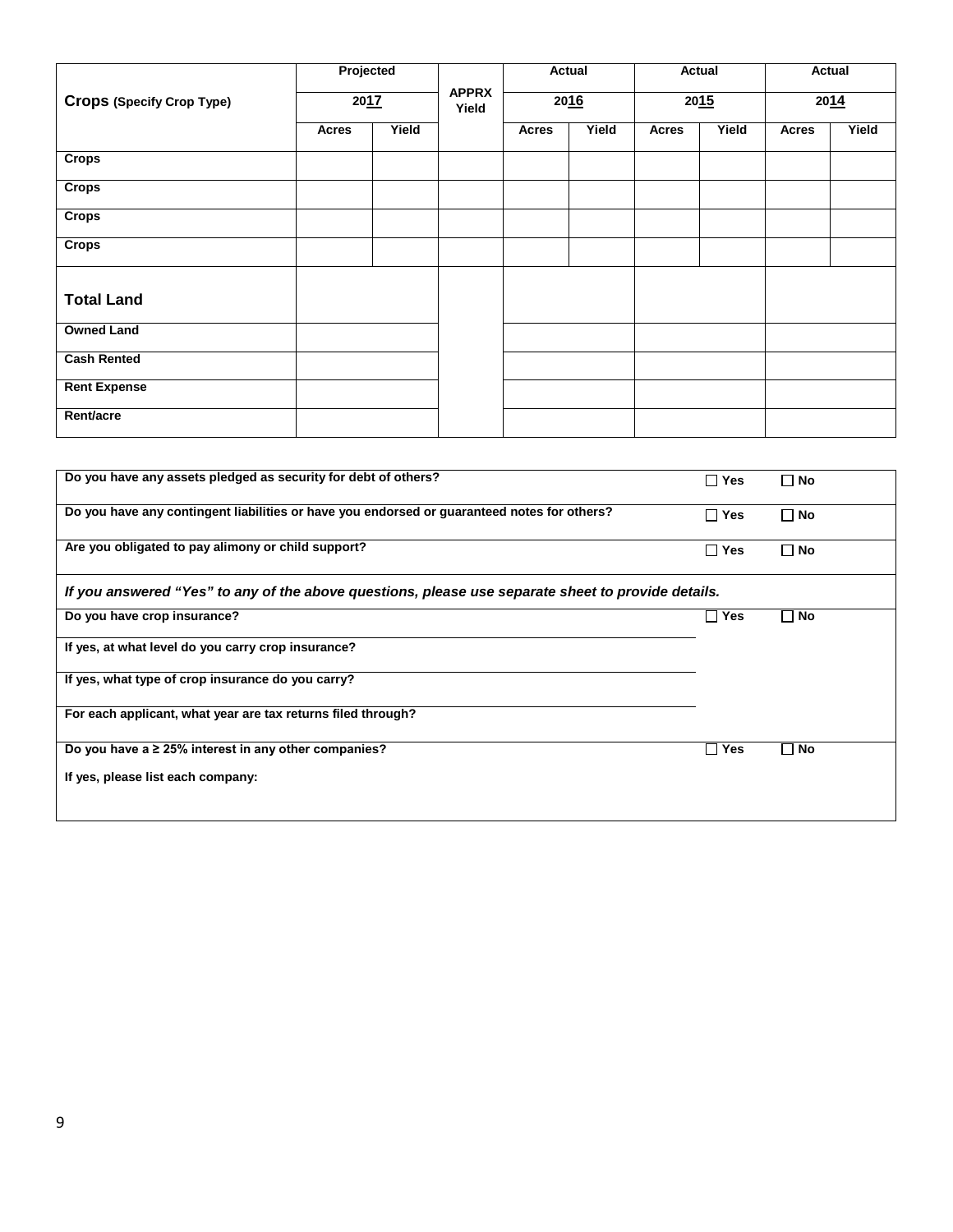| Crops (Specify Crop Type) | Projected 2017 | | APPRX Yield | Actual 2016 | | Actual 2015 | | Actual 2014 | |
|---|---|---|---|---|---|---|---|---|---|
| | Acres | Yield | | Acres | Yield | Acres | Yield | Acres | Yield |
| Crops | | | | | | | | | |
| Crops | | | | | | | | | |
| Crops | | | | | | | | | |
| Crops | | | | | | | | | |
| **Total Land** | | | | | | | | | |
| Owned Land | | | | | | | | | |
| Cash Rented | | | | | | | | | |
| Rent Expense | | | | | | | | | |
| Rent/acre | | | | | | | | | |

| | | |
|---|---|---|
| **Do you have any assets pledged as security for debt of others?** | ☐ Yes | ☐ No |
| **Do you have any contingent liabilities or have you endorsed or guaranteed notes for others?** | ☐ Yes | ☐ No |
| **Are you obligated to pay alimony or child support?** | ☐ Yes | ☐ No |

***If you answered "Yes" to any of the above questions, please use separate sheet to provide details.***

| | | |
|---|---|---|
| **Do you have crop insurance?** | ☐ Yes | ☐ No |
| **If yes, at what level do you carry crop insurance?** | | |
| **If yes, what type of crop insurance do you carry?** | | |
| **For each applicant, what year are tax returns filed through?** | | |
| **Do you have a ≥ 25% interest in any other companies?** | ☐ Yes | ☐ No |
| **If yes, please list each company:** | | |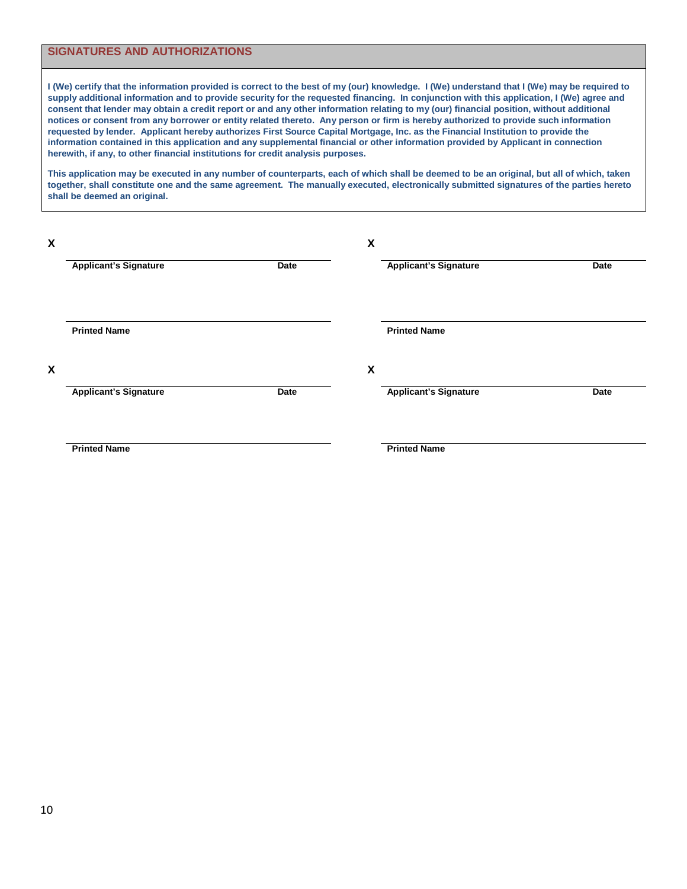## SIGNATURES AND AUTHORIZATIONS

**I (We) certify that the information provided is correct to the best of my (our) knowledge. I (We) understand that I (We) may be required to supply additional information and to provide security for the requested financing. In conjunction with this application, I (We) agree and consent that lender may obtain a credit report or and any other information relating to my (our) financial position, without additional notices or consent from any borrower or entity related thereto. Any person or firm is hereby authorized to provide such information requested by lender. Applicant hereby authorizes First Source Capital Mortgage, Inc. as the Financial Institution to provide the information contained in this application and any supplemental financial or other information provided by Applicant in connection herewith, if any, to other financial institutions for credit analysis purposes.**

**This application may be executed in any number of counterparts, each of which shall be deemed to be an original, but all of which, taken together, shall constitute one and the same agreement. The manually executed, electronically submitted signatures of the parties hereto shall be deemed an original.**

X \_\_\_\_\_\_\_\_\_\_\_\_\_\_\_\_\_\_\_\_\_\_\_\_\_\_\_\_\_\_\_\_\_\_\_\_\_\_\_\_\_\_
**Applicant's Signature** **Date**

\_\_\_\_\_\_\_\_\_\_\_\_\_\_\_\_\_\_\_\_\_\_\_\_\_\_\_\_\_\_\_\_\_\_\_\_\_\_\_\_\_\_
**Printed Name**

X \_\_\_\_\_\_\_\_\_\_\_\_\_\_\_\_\_\_\_\_\_\_\_\_\_\_\_\_\_\_\_\_\_\_\_\_\_\_\_\_\_\_
**Applicant's Signature** **Date**

\_\_\_\_\_\_\_\_\_\_\_\_\_\_\_\_\_\_\_\_\_\_\_\_\_\_\_\_\_\_\_\_\_\_\_\_\_\_\_\_\_\_
**Printed Name**

X \_\_\_\_\_\_\_\_\_\_\_\_\_\_\_\_\_\_\_\_\_\_\_\_\_\_\_\_\_\_\_\_\_\_\_\_\_\_\_\_\_\_
**Applicant's Signature** **Date**

\_\_\_\_\_\_\_\_\_\_\_\_\_\_\_\_\_\_\_\_\_\_\_\_\_\_\_\_\_\_\_\_\_\_\_\_\_\_\_\_\_\_
**Printed Name**

X \_\_\_\_\_\_\_\_\_\_\_\_\_\_\_\_\_\_\_\_\_\_\_\_\_\_\_\_\_\_\_\_\_\_\_\_\_\_\_\_\_\_
**Applicant's Signature** **Date**

\_\_\_\_\_\_\_\_\_\_\_\_\_\_\_\_\_\_\_\_\_\_\_\_\_\_\_\_\_\_\_\_\_\_\_\_\_\_\_\_\_\_
**Printed Name**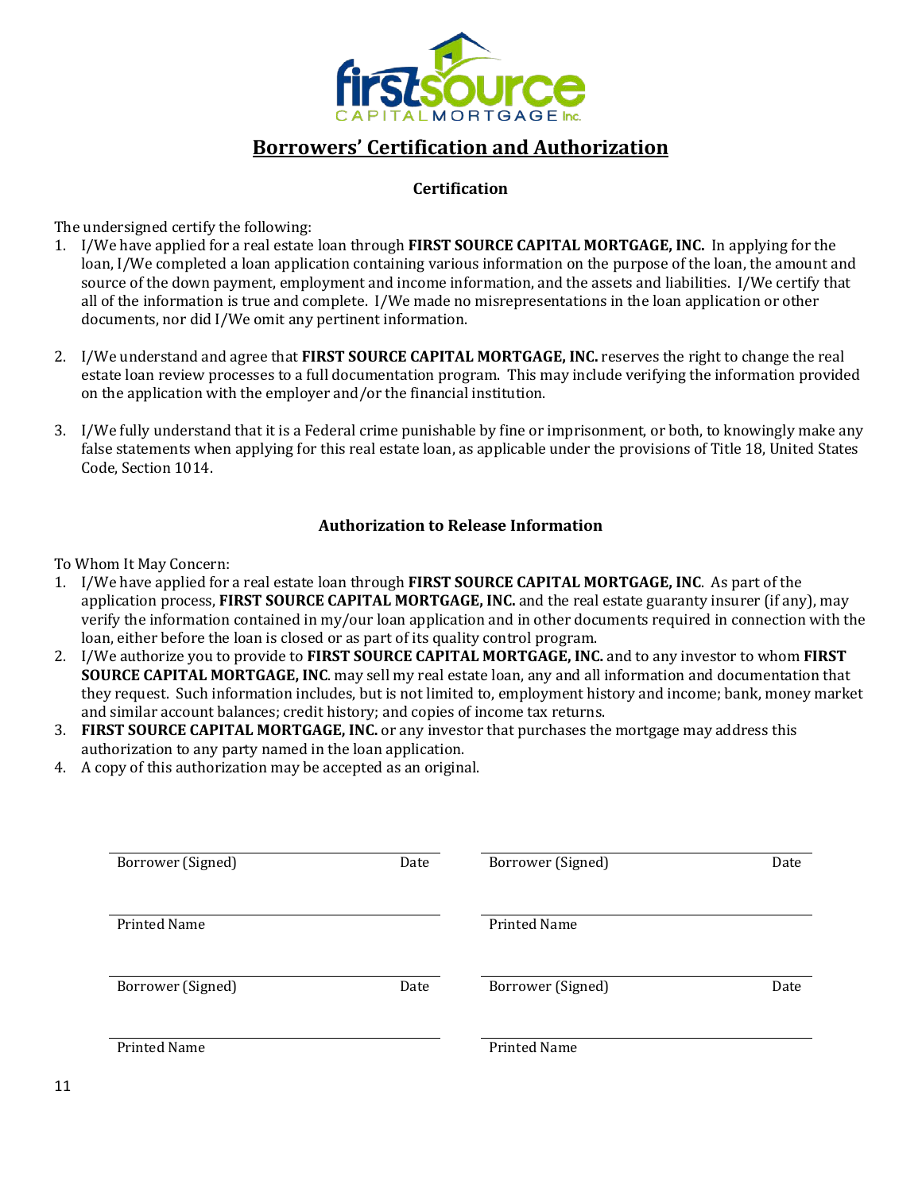# Borrowers' Certification and Authorization

## Certification

The undersigned certify the following:

1. I/We have applied for a real estate loan through **FIRST SOURCE CAPITAL MORTGAGE, INC.** In applying for the loan, I/We completed a loan application containing various information on the purpose of the loan, the amount and source of the down payment, employment and income information, and the assets and liabilities. I/We certify that all of the information is true and complete. I/We made no misrepresentations in the loan application or other documents, nor did I/We omit any pertinent information.

2. I/We understand and agree that **FIRST SOURCE CAPITAL MORTGAGE, INC.** reserves the right to change the real estate loan review processes to a full documentation program. This may include verifying the information provided on the application with the employer and/or the financial institution.

3. I/We fully understand that it is a Federal crime punishable by fine or imprisonment, or both, to knowingly make any false statements when applying for this real estate loan, as applicable under the provisions of Title 18, United States Code, Section 1014.

## Authorization to Release Information

To Whom It May Concern:

1. I/We have applied for a real estate loan through **FIRST SOURCE CAPITAL MORTGAGE, INC**. As part of the application process, **FIRST SOURCE CAPITAL MORTGAGE, INC.** and the real estate guaranty insurer (if any), may verify the information contained in my/our loan application and in other documents required in connection with the loan, either before the loan is closed or as part of its quality control program.
2. I/We authorize you to provide to **FIRST SOURCE CAPITAL MORTGAGE, INC.** and to any investor to whom **FIRST SOURCE CAPITAL MORTGAGE, INC**. may sell my real estate loan, any and all information and documentation that they request. Such information includes, but is not limited to, employment history and income; bank, money market and similar account balances; credit history; and copies of income tax returns.
3. **FIRST SOURCE CAPITAL MORTGAGE, INC.** or any investor that purchases the mortgage may address this authorization to any party named in the loan application.
4. A copy of this authorization may be accepted as an original.

| | | | |
|---|---|---|---|
| Borrower (Signed) | Date | Borrower (Signed) | Date |
| Printed Name | | Printed Name | |
| Borrower (Signed) | Date | Borrower (Signed) | Date |
| Printed Name | | Printed Name | |